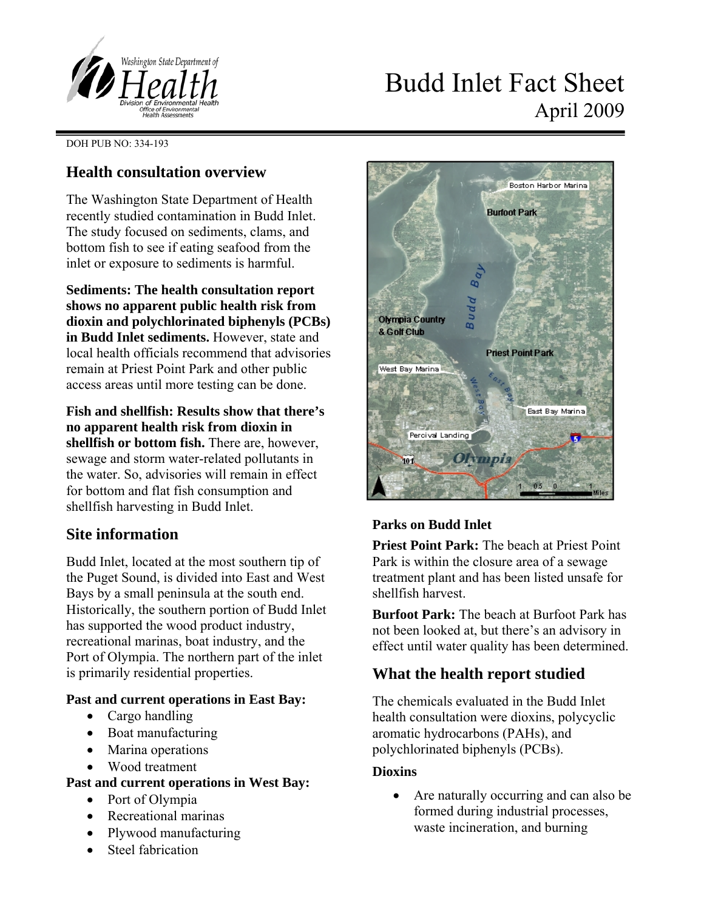# Budd Inlet Fact Sheet

April 2009

DOH PUB NO: 334-193

## Health consultation overview

The Washington State Department of Health recently studied contamination in Budd Inlet. The study focused on sediments, clams, and bottom fish to see if eating seafood from the inlet or exposure to sediments is harmful.

**Sediments: The health consultation report shows no apparent public health risk from dioxin and polychlorinated biphenyls (PCBs) in Budd Inlet sediments.** However, state and local health officials recommend that advisories remain at Priest Point Park and other public access areas until more testing can be done.

**Fish and shellfish: Results show that there's no apparent health risk from dioxin in shellfish or bottom fish.** There are, however, sewage and storm water-related pollutants in the water. So, advisories will remain in effect for bottom and flat fish consumption and shellfish harvesting in Budd Inlet.

## Site information

Budd Inlet, located at the most southern tip of the Puget Sound, is divided into East and West Bays by a small peninsula at the south end. Historically, the southern portion of Budd Inlet has supported the wood product industry, recreational marinas, boat industry, and the Port of Olympia. The northern part of the inlet is primarily residential properties.

**Past and current operations in East Bay:**

- Cargo handling
- Boat manufacturing
- Marina operations
- Wood treatment

**Past and current operations in West Bay:**

- Port of Olympia
- Recreational marinas
- Plywood manufacturing
- Steel fabrication

### Parks on Budd Inlet

**Priest Point Park:** The beach at Priest Point Park is within the closure area of a sewage treatment plant and has been listed unsafe for shellfish harvest.

**Burfoot Park:** The beach at Burfoot Park has not been looked at, but there's an advisory in effect until water quality has been determined.

## What the health report studied

The chemicals evaluated in the Budd Inlet health consultation were dioxins, polycyclic aromatic hydrocarbons (PAHs), and polychlorinated biphenyls (PCBs).

### Dioxins

- Are naturally occurring and can also be formed during industrial processes, waste incineration, and burning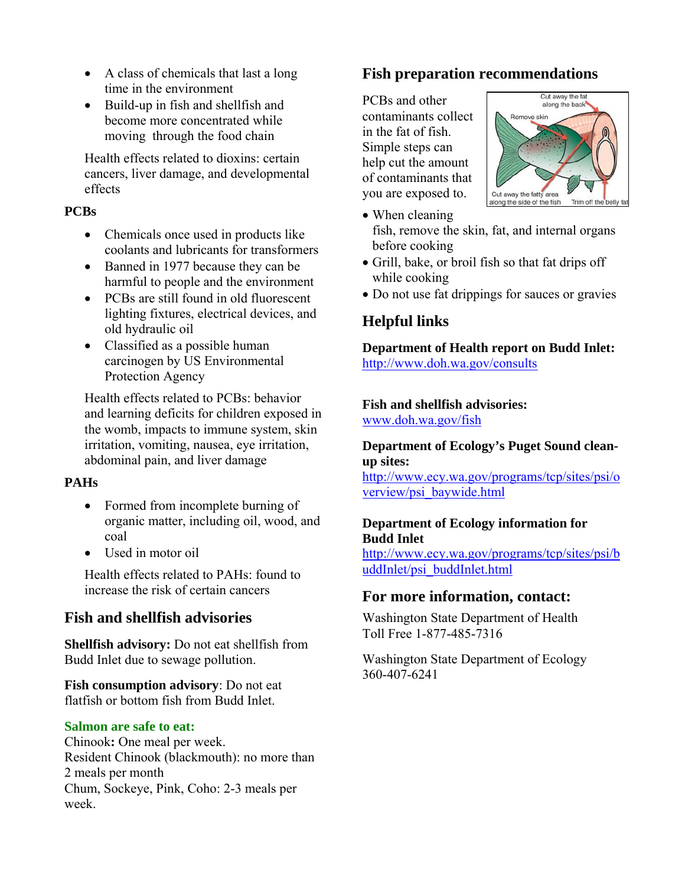- A class of chemicals that last a long time in the environment
- Build-up in fish and shellfish and become more concentrated while moving through the food chain

Health effects related to dioxins: certain cancers, liver damage, and developmental effects

**PCBs**

- Chemicals once used in products like coolants and lubricants for transformers
- Banned in 1977 because they can be harmful to people and the environment
- PCBs are still found in old fluorescent lighting fixtures, electrical devices, and old hydraulic oil
- Classified as a possible human carcinogen by US Environmental Protection Agency

Health effects related to PCBs: behavior and learning deficits for children exposed in the womb, impacts to immune system, skin irritation, vomiting, nausea, eye irritation, abdominal pain, and liver damage

**PAHs**

- Formed from incomplete burning of organic matter, including oil, wood, and coal
- Used in motor oil

Health effects related to PAHs: found to increase the risk of certain cancers

## Fish and shellfish advisories

**Shellfish advisory:** Do not eat shellfish from Budd Inlet due to sewage pollution.

**Fish consumption advisory**: Do not eat flatfish or bottom fish from Budd Inlet.

**Salmon are safe to eat:**
Chinook**:** One meal per week.
Resident Chinook (blackmouth): no more than 2 meals per month
Chum, Sockeye, Pink, Coho: 2-3 meals per week.

## Fish preparation recommendations

PCBs and other contaminants collect in the fat of fish. Simple steps can help cut the amount of contaminants that you are exposed to.

Cut away the fat along the back
Remove skin
Cut away the fatty area along the side of the fish
Trim off the belly fat

- When cleaning fish, remove the skin, fat, and internal organs before cooking
- Grill, bake, or broil fish so that fat drips off while cooking
- Do not use fat drippings for sauces or gravies

## Helpful links

**Department of Health report on Budd Inlet:**
http://www.doh.wa.gov/consults

**Fish and shellfish advisories:**
www.doh.wa.gov/fish

**Department of Ecology's Puget Sound clean-up sites:**
http://www.ecy.wa.gov/programs/tcp/sites/psi/overview/psi_baywide.html

**Department of Ecology information for Budd Inlet**
http://www.ecy.wa.gov/programs/tcp/sites/psi/buddInlet/psi_buddInlet.html

## For more information, contact:

Washington State Department of Health
Toll Free 1-877-485-7316

Washington State Department of Ecology
360-407-6241